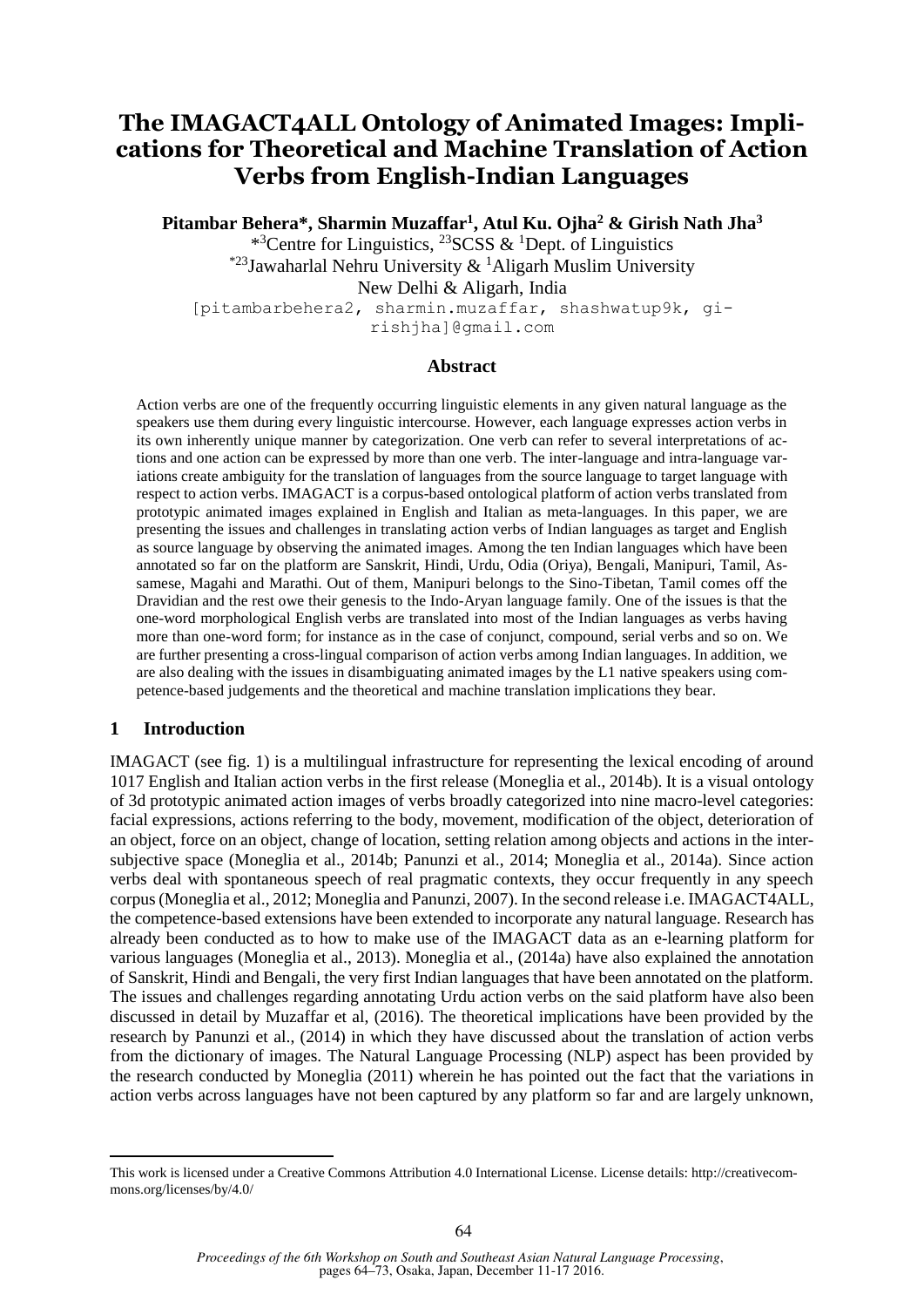# The IMAGACT4ALL Ontology of Animated Images: Implications for Theoretical and Machine Translation of Action Verbs from English-Indian Languages

**Pitambar Behera\*, Sharmin Muzaffar[1], Atul Ku. Ojha[2] & Girish Nath Jha[3]**

\*[3]Centre for Linguistics, [23]SCSS & [1]Dept. of Linguistics
\*[23]Jawaharlal Nehru University & [1]Aligarh Muslim University
New Delhi & Aligarh, India
[pitambarbehera2, sharmin.muzaffar, shashwatup9k, girishjha]@gmail.com

## Abstract

Action verbs are one of the frequently occurring linguistic elements in any given natural language as the speakers use them during every linguistic intercourse. However, each language expresses action verbs in its own inherently unique manner by categorization. One verb can refer to several interpretations of actions and one action can be expressed by more than one verb. The inter-language and intra-language variations create ambiguity for the translation of languages from the source language to target language with respect to action verbs. IMAGACT is a corpus-based ontological platform of action verbs translated from prototypic animated images explained in English and Italian as meta-languages. In this paper, we are presenting the issues and challenges in translating action verbs of Indian languages as target and English as source language by observing the animated images. Among the ten Indian languages which have been annotated so far on the platform are Sanskrit, Hindi, Urdu, Odia (Oriya), Bengali, Manipuri, Tamil, Assamese, Magahi and Marathi. Out of them, Manipuri belongs to the Sino-Tibetan, Tamil comes off the Dravidian and the rest owe their genesis to the Indo-Aryan language family. One of the issues is that the one-word morphological English verbs are translated into most of the Indian languages as verbs having more than one-word form; for instance as in the case of conjunct, compound, serial verbs and so on. We are further presenting a cross-lingual comparison of action verbs among Indian languages. In addition, we are also dealing with the issues in disambiguating animated images by the L1 native speakers using competence-based judgements and the theoretical and machine translation implications they bear.

## 1 Introduction

IMAGACT (see fig. 1) is a multilingual infrastructure for representing the lexical encoding of around 1017 English and Italian action verbs in the first release (Moneglia et al., 2014b). It is a visual ontology of 3d prototypic animated action images of verbs broadly categorized into nine macro-level categories: facial expressions, actions referring to the body, movement, modification of the object, deterioration of an object, force on an object, change of location, setting relation among objects and actions in the intersubjective space (Moneglia et al., 2014b; Panunzi et al., 2014; Moneglia et al., 2014a). Since action verbs deal with spontaneous speech of real pragmatic contexts, they occur frequently in any speech corpus (Moneglia et al., 2012; Moneglia and Panunzi, 2007). In the second release i.e. IMAGACT4ALL, the competence-based extensions have been extended to incorporate any natural language. Research has already been conducted as to how to make use of the IMAGACT data as an e-learning platform for various languages (Moneglia et al., 2013). Moneglia et al., (2014a) have also explained the annotation of Sanskrit, Hindi and Bengali, the very first Indian languages that have been annotated on the platform. The issues and challenges regarding annotating Urdu action verbs on the said platform have also been discussed in detail by Muzaffar et al, (2016). The theoretical implications have been provided by the research by Panunzi et al., (2014) in which they have discussed about the translation of action verbs from the dictionary of images. The Natural Language Processing (NLP) aspect has been provided by the research conducted by Moneglia (2011) wherein he has pointed out the fact that the variations in action verbs across languages have not been captured by any platform so far and are largely unknown,

---

This work is licensed under a Creative Commons Attribution 4.0 International License. License details: http://creativecommons.org/licenses/by/4.0/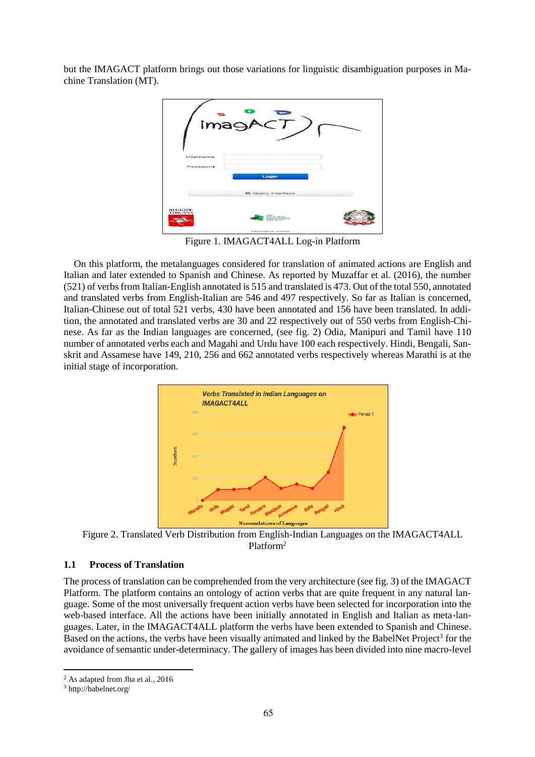but the IMAGACT platform brings out those variations for linguistic disambiguation purposes in Machine Translation (MT).

Figure 1. IMAGACT4ALL Log-in Platform

On this platform, the metalanguages considered for translation of animated actions are English and Italian and later extended to Spanish and Chinese. As reported by Muzaffar et al. (2016), the number (521) of verbs from Italian-English annotated is 515 and translated is 473. Out of the total 550, annotated and translated verbs from English-Italian are 546 and 497 respectively. So far as Italian is concerned, Italian-Chinese out of total 521 verbs, 430 have been annotated and 156 have been translated. In addition, the annotated and translated verbs are 30 and 22 respectively out of 550 verbs from English-Chinese. As far as the Indian languages are concerned, (see fig. 2) Odia, Manipuri and Tamil have 110 number of annotated verbs each and Magahi and Urdu have 100 each respectively. Hindi, Bengali, Sanskrit and Assamese have 149, 210, 256 and 662 annotated verbs respectively whereas Marathi is at the initial stage of incorporation.

Figure 2. Translated Verb Distribution from English-Indian Languages on the IMAGACT4ALL Platform[2]

## 1.1 Process of Translation

The process of translation can be comprehended from the very architecture (see fig. 3) of the IMAGACT Platform. The platform contains an ontology of action verbs that are quite frequent in any natural language. Some of the most universally frequent action verbs have been selected for incorporation into the web-based interface. All the actions have been initially annotated in English and Italian as meta-languages. Later, in the IMAGACT4ALL platform the verbs have been extended to Spanish and Chinese. Based on the actions, the verbs have been visually animated and linked by the BabelNet Project[3] for the avoidance of semantic under-determinacy. The gallery of images has been divided into nine macro-level

[2] As adapted from Jha et al., 2016

[3] http://babelnet.org/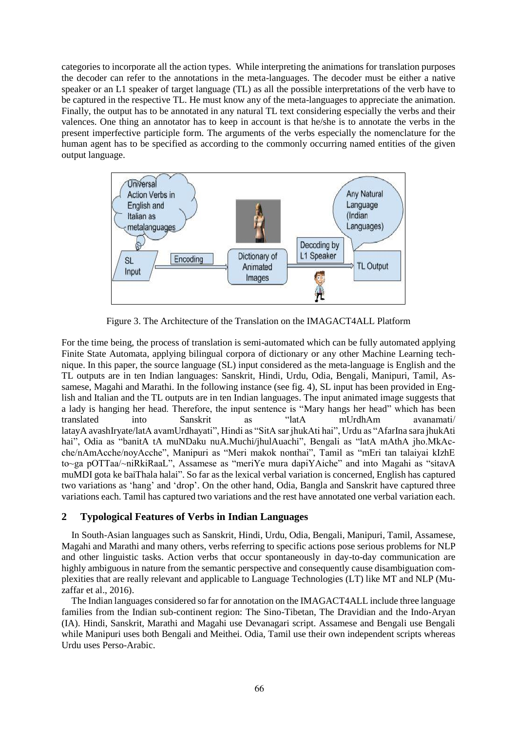categories to incorporate all the action types. While interpreting the animations for translation purposes the decoder can refer to the annotations in the meta-languages. The decoder must be either a native speaker or an L1 speaker of target language (TL) as all the possible interpretations of the verb have to be captured in the respective TL. He must know any of the meta-languages to appreciate the animation. Finally, the output has to be annotated in any natural TL text considering especially the verbs and their valences. One thing an annotator has to keep in account is that he/she is to annotate the verbs in the present imperfective participle form. The arguments of the verbs especially the nomenclature for the human agent has to be specified as according to the commonly occurring named entities of the given output language.

Figure 3. The Architecture of the Translation on the IMAGACT4ALL Platform

For the time being, the process of translation is semi-automated which can be fully automated applying Finite State Automata, applying bilingual corpora of dictionary or any other Machine Learning technique. In this paper, the source language (SL) input considered as the meta-language is English and the TL outputs are in ten Indian languages: Sanskrit, Hindi, Urdu, Odia, Bengali, Manipuri, Tamil, Assamese, Magahi and Marathi. In the following instance (see fig. 4), SL input has been provided in English and Italian and the TL outputs are in ten Indian languages. The input animated image suggests that a lady is hanging her head. Therefore, the input sentence is "Mary hangs her head" which has been translated into Sanskrit as "latA mUrdhAm avanamati/ latayA avashIryate/latA avamUrdhayati", Hindi as "SitA sar jhukAti hai", Urdu as "AfarIna sara jhukAti hai", Odia as "banitA tA muNDaku nuA.Muchi/jhulAuachi", Bengali as "latA mAthA jho.MkAcche/nAmAcche/noyAcche", Manipuri as "Meri makok nonthai", Tamil as "mEri tan talaiyai kIzhE to~ga pOTTaa/~niRkiRaaL", Assamese as "meriYe mura dapiYAiche" and into Magahi as "sitavA muMDI gota ke baiThala halai". So far as the lexical verbal variation is concerned, English has captured two variations as 'hang' and 'drop'. On the other hand, Odia, Bangla and Sanskrit have captured three variations each. Tamil has captured two variations and the rest have annotated one verbal variation each.

## 2 Typological Features of Verbs in Indian Languages

In South-Asian languages such as Sanskrit, Hindi, Urdu, Odia, Bengali, Manipuri, Tamil, Assamese, Magahi and Marathi and many others, verbs referring to specific actions pose serious problems for NLP and other linguistic tasks. Action verbs that occur spontaneously in day-to-day communication are highly ambiguous in nature from the semantic perspective and consequently cause disambiguation complexities that are really relevant and applicable to Language Technologies (LT) like MT and NLP (Muzaffar et al., 2016).

The Indian languages considered so far for annotation on the IMAGACT4ALL include three language families from the Indian sub-continent region: The Sino-Tibetan, The Dravidian and the Indo-Aryan (IA). Hindi, Sanskrit, Marathi and Magahi use Devanagari script. Assamese and Bengali use Bengali while Manipuri uses both Bengali and Meithei. Odia, Tamil use their own independent scripts whereas Urdu uses Perso-Arabic.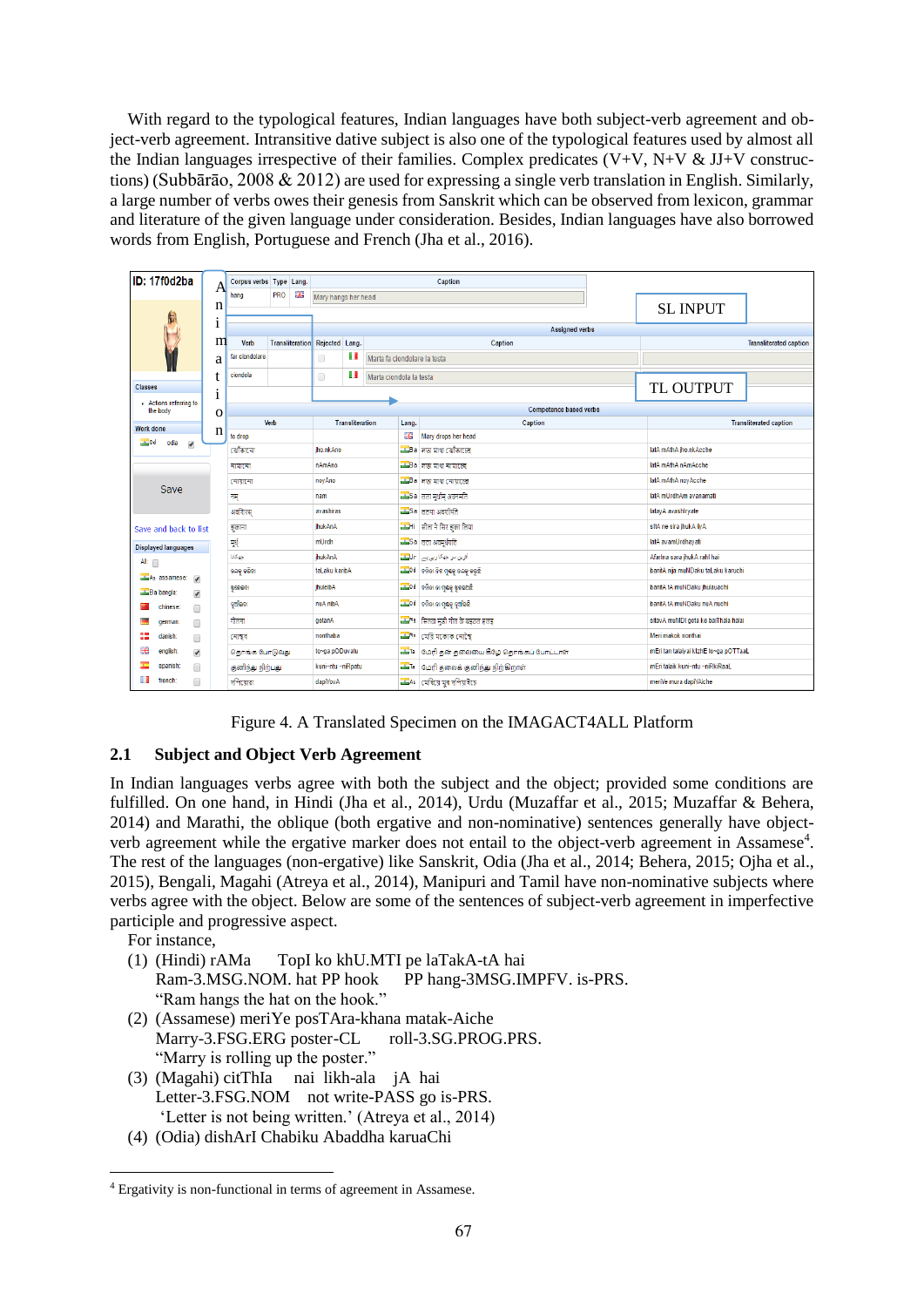With regard to the typological features, Indian languages have both subject-verb agreement and object-verb agreement. Intransitive dative subject is also one of the typological features used by almost all the Indian languages irrespective of their families. Complex predicates (V+V, N+V & JJ+V constructions) (Subbārāo, 2008 & 2012) are used for expressing a single verb translation in English. Similarly, a large number of verbs owes their genesis from Sanskrit which can be observed from lexicon, grammar and literature of the given language under consideration. Besides, Indian languages have also borrowed words from English, Portuguese and French (Jha et al., 2016).

Figure 4. A Translated Specimen on the IMAGACT4ALL Platform

## 2.1 Subject and Object Verb Agreement

In Indian languages verbs agree with both the subject and the object; provided some conditions are fulfilled. On one hand, in Hindi (Jha et al., 2014), Urdu (Muzaffar et al., 2015; Muzaffar & Behera, 2014) and Marathi, the oblique (both ergative and non-nominative) sentences generally have object-verb agreement while the ergative marker does not entail to the object-verb agreement in Assamese[4]. The rest of the languages (non-ergative) like Sanskrit, Odia (Jha et al., 2014; Behera, 2015; Ojha et al., 2015), Bengali, Magahi (Atreya et al., 2014), Manipuri and Tamil have non-nominative subjects where verbs agree with the object. Below are some of the sentences of subject-verb agreement in imperfective participle and progressive aspect.

For instance,

(1) (Hindi) rAMa TopI ko khU.MTI pe laTakA-tA hai
Ram-3.MSG.NOM. hat PP hook PP hang-3MSG.IMPFV. is-PRS.
"Ram hangs the hat on the hook."

(2) (Assamese) meriYe posTAra-khana matak-Aiche
Marry-3.FSG.ERG poster-CL roll-3.SG.PROG.PRS.
"Marry is rolling up the poster."

(3) (Magahi) citThIa nai likh-ala jA hai
Letter-3.FSG.NOM not write-PASS go is-PRS.
'Letter is not being written.' (Atreya et al., 2014)

(4) (Odia) dishArI Chabiku Abaddha karuaChi

[4] Ergativity is non-functional in terms of agreement in Assamese.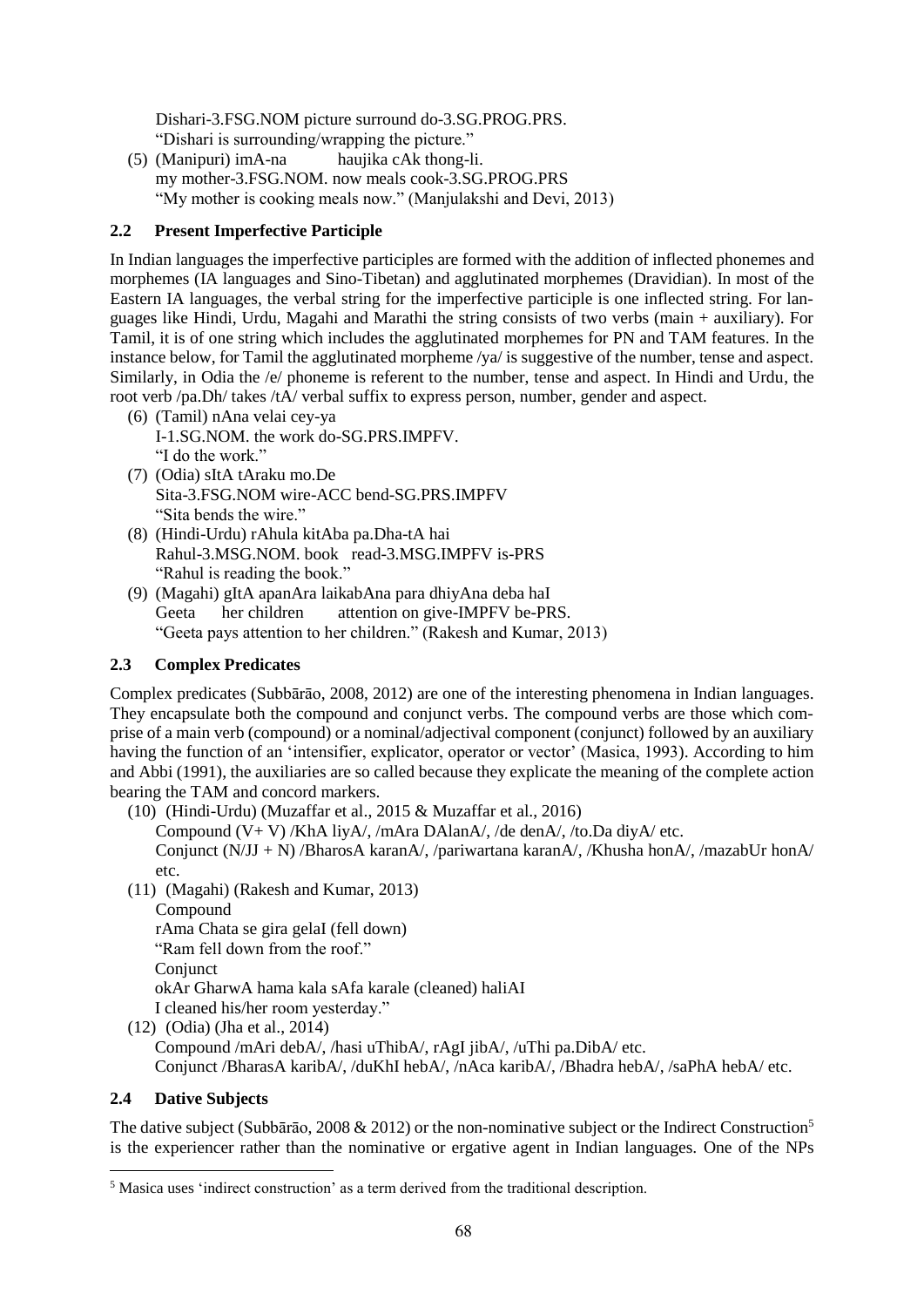Dishari-3.FSG.NOM picture surround do-3.SG.PROG.PRS.
"Dishari is surrounding/wrapping the picture."

(5) (Manipuri) imA-na haujika cAk thong-li.
my mother-3.FSG.NOM. now meals cook-3.SG.PROG.PRS
"My mother is cooking meals now." (Manjulakshi and Devi, 2013)

### 2.2 Present Imperfective Participle

In Indian languages the imperfective participles are formed with the addition of inflected phonemes and morphemes (IA languages and Sino-Tibetan) and agglutinated morphemes (Dravidian). In most of the Eastern IA languages, the verbal string for the imperfective participle is one inflected string. For languages like Hindi, Urdu, Magahi and Marathi the string consists of two verbs (main + auxiliary). For Tamil, it is of one string which includes the agglutinated morphemes for PN and TAM features. In the instance below, for Tamil the agglutinated morpheme /ya/ is suggestive of the number, tense and aspect. Similarly, in Odia the /e/ phoneme is referent to the number, tense and aspect. In Hindi and Urdu, the root verb /pa.Dh/ takes /tA/ verbal suffix to express person, number, gender and aspect.

(6) (Tamil) nAna velai cey-ya
I-1.SG.NOM. the work do-SG.PRS.IMPFV.
"I do the work."

(7) (Odia) sItA tAraku mo.De
Sita-3.FSG.NOM wire-ACC bend-SG.PRS.IMPFV
"Sita bends the wire."

(8) (Hindi-Urdu) rAhula kitAba pa.Dha-tA hai
Rahul-3.MSG.NOM. book read-3.MSG.IMPFV is-PRS
"Rahul is reading the book."

(9) (Magahi) gItA apanAra laikabAna para dhiyAna deba haI
Geeta her children attention on give-IMPFV be-PRS.
"Geeta pays attention to her children." (Rakesh and Kumar, 2013)

### 2.3 Complex Predicates

Complex predicates (Subbārāo, 2008, 2012) are one of the interesting phenomena in Indian languages. They encapsulate both the compound and conjunct verbs. The compound verbs are those which comprise of a main verb (compound) or a nominal/adjectival component (conjunct) followed by an auxiliary having the function of an 'intensifier, explicator, operator or vector' (Masica, 1993). According to him and Abbi (1991), the auxiliaries are so called because they explicate the meaning of the complete action bearing the TAM and concord markers.

(10) (Hindi-Urdu) (Muzaffar et al., 2015 & Muzaffar et al., 2016)
Compound (V+ V) /KhA liyA/, /mAra DAlanA/, /de denA/, /to.Da diyA/ etc.
Conjunct (N/JJ + N) /BharosA karanA/, /pariwartana karanA/, /Khusha honA/, /mazabUr honA/ etc.

(11) (Magahi) (Rakesh and Kumar, 2013)
Compound
rAma Chata se gira gelaI (fell down)
"Ram fell down from the roof."
Conjunct
okAr GharwA hama kala sAfa karale (cleaned) haliAI
I cleaned his/her room yesterday."

(12) (Odia) (Jha et al., 2014)
Compound /mAri debA/, /hasi uThibA/, rAgI jibA/, /uThi pa.DibA/ etc.
Conjunct /BharasA karibA/, /duKhI hebA/, /nAca karibA/, /Bhadra hebA/, /saPhA hebA/ etc.

### 2.4 Dative Subjects

The dative subject (Subbārāo, 2008 & 2012) or the non-nominative subject or the Indirect Construction[5] is the experiencer rather than the nominative or ergative agent in Indian languages. One of the NPs

[5] Masica uses 'indirect construction' as a term derived from the traditional description.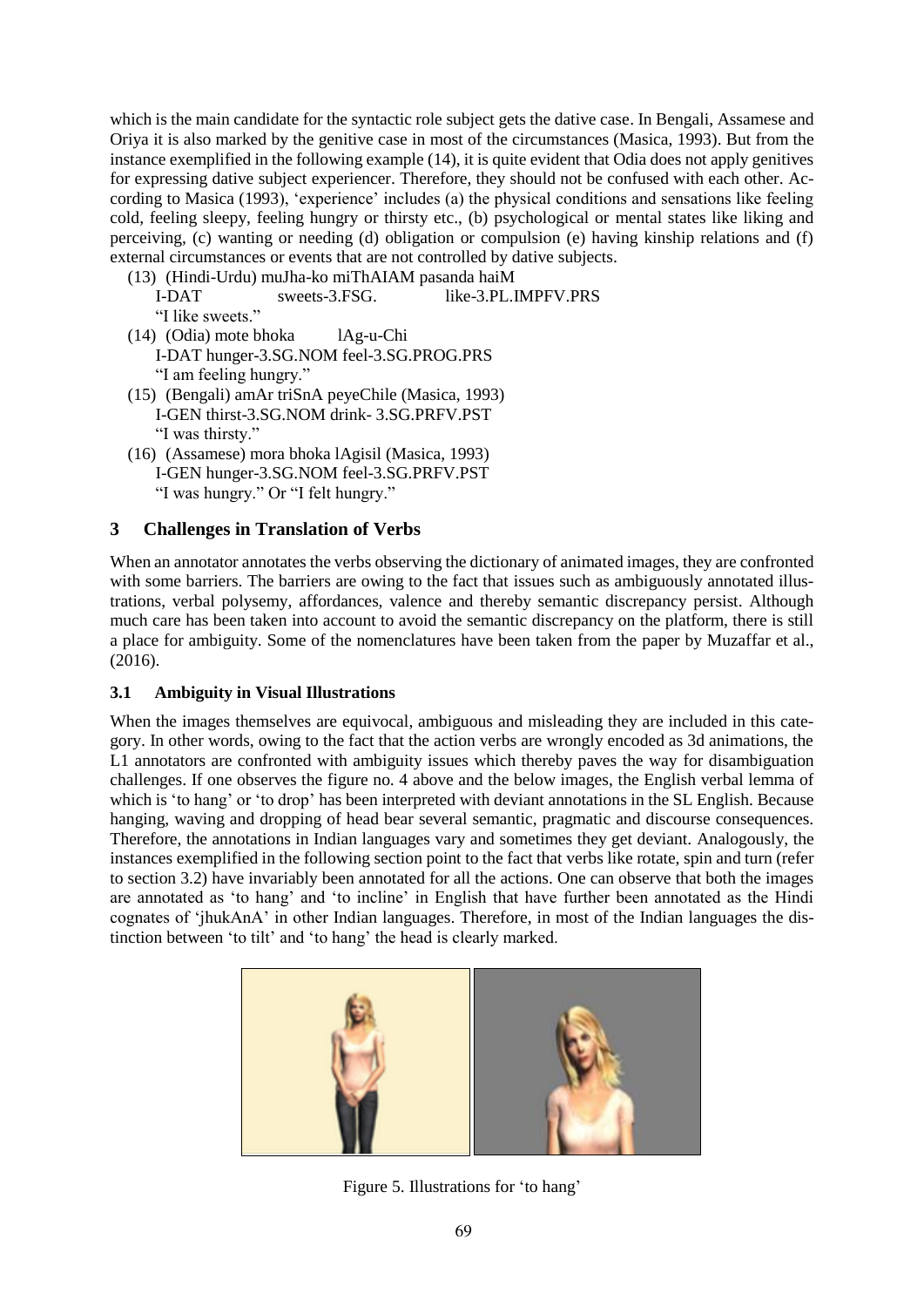which is the main candidate for the syntactic role subject gets the dative case. In Bengali, Assamese and Oriya it is also marked by the genitive case in most of the circumstances (Masica, 1993). But from the instance exemplified in the following example (14), it is quite evident that Odia does not apply genitives for expressing dative subject experiencer. Therefore, they should not be confused with each other. According to Masica (1993), 'experience' includes (a) the physical conditions and sensations like feeling cold, feeling sleepy, feeling hungry or thirsty etc., (b) psychological or mental states like liking and perceiving, (c) wanting or needing (d) obligation or compulsion (e) having kinship relations and (f) external circumstances or events that are not controlled by dative subjects.

(13) (Hindi-Urdu) muJha-ko miThAIAM pasanda haiM
I-DAT sweets-3.FSG. like-3.PL.IMPFV.PRS
"I like sweets."

(14) (Odia) mote bhoka lAg-u-Chi
I-DAT hunger-3.SG.NOM feel-3.SG.PROG.PRS
"I am feeling hungry."

(15) (Bengali) amAr triSnA peyeChile (Masica, 1993)
I-GEN thirst-3.SG.NOM drink- 3.SG.PRFV.PST
"I was thirsty."

(16) (Assamese) mora bhoka lAgisil (Masica, 1993)
I-GEN hunger-3.SG.NOM feel-3.SG.PRFV.PST
"I was hungry." Or "I felt hungry."

## 3 Challenges in Translation of Verbs

When an annotator annotates the verbs observing the dictionary of animated images, they are confronted with some barriers. The barriers are owing to the fact that issues such as ambiguously annotated illustrations, verbal polysemy, affordances, valence and thereby semantic discrepancy persist. Although much care has been taken into account to avoid the semantic discrepancy on the platform, there is still a place for ambiguity. Some of the nomenclatures have been taken from the paper by Muzaffar et al., (2016).

### 3.1 Ambiguity in Visual Illustrations

When the images themselves are equivocal, ambiguous and misleading they are included in this category. In other words, owing to the fact that the action verbs are wrongly encoded as 3d animations, the L1 annotators are confronted with ambiguity issues which thereby paves the way for disambiguation challenges. If one observes the figure no. 4 above and the below images, the English verbal lemma of which is 'to hang' or 'to drop' has been interpreted with deviant annotations in the SL English. Because hanging, waving and dropping of head bear several semantic, pragmatic and discourse consequences. Therefore, the annotations in Indian languages vary and sometimes they get deviant. Analogously, the instances exemplified in the following section point to the fact that verbs like rotate, spin and turn (refer to section 3.2) have invariably been annotated for all the actions. One can observe that both the images are annotated as 'to hang' and 'to incline' in English that have further been annotated as the Hindi cognates of 'jhukAnA' in other Indian languages. Therefore, in most of the Indian languages the distinction between 'to tilt' and 'to hang' the head is clearly marked.

Figure 5. Illustrations for 'to hang'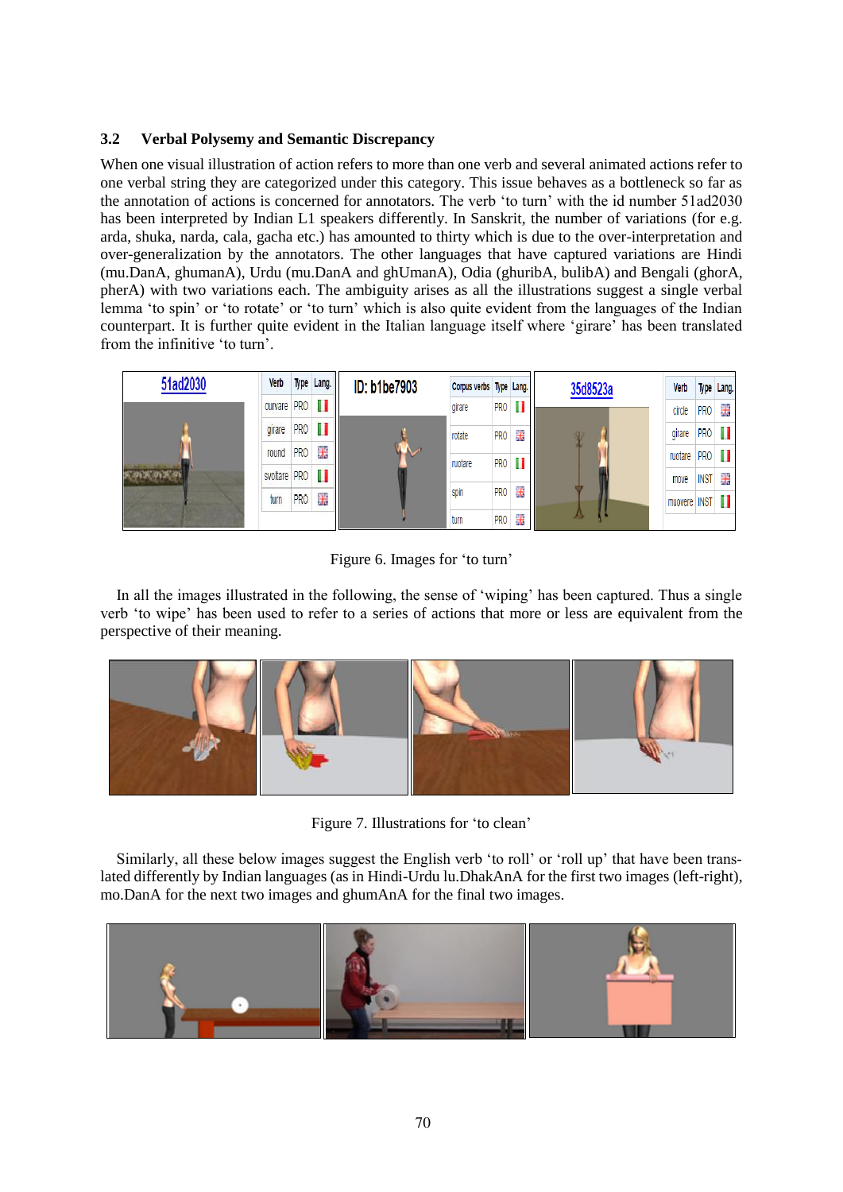### 3.2 Verbal Polysemy and Semantic Discrepancy

When one visual illustration of action refers to more than one verb and several animated actions refer to one verbal string they are categorized under this category. This issue behaves as a bottleneck so far as the annotation of actions is concerned for annotators. The verb 'to turn' with the id number 51ad2030 has been interpreted by Indian L1 speakers differently. In Sanskrit, the number of variations (for e.g. arda, shuka, narda, cala, gacha etc.) has amounted to thirty which is due to the over-interpretation and over-generalization by the annotators. The other languages that have captured variations are Hindi (mu.DanA, ghumanA), Urdu (mu.DanA and ghUmanA), Odia (ghuribA, bulibA) and Bengali (ghorA, pherA) with two variations each. The ambiguity arises as all the illustrations suggest a single verbal lemma 'to spin' or 'to rotate' or 'to turn' which is also quite evident from the languages of the Indian counterpart. It is further quite evident in the Italian language itself where 'girare' has been translated from the infinitive 'to turn'.

Figure 6. Images for 'to turn'

In all the images illustrated in the following, the sense of 'wiping' has been captured. Thus a single verb 'to wipe' has been used to refer to a series of actions that more or less are equivalent from the perspective of their meaning.

Figure 7. Illustrations for 'to clean'

Similarly, all these below images suggest the English verb 'to roll' or 'roll up' that have been translated differently by Indian languages (as in Hindi-Urdu lu.DhakAnA for the first two images (left-right), mo.DanA for the next two images and ghumAnA for the final two images.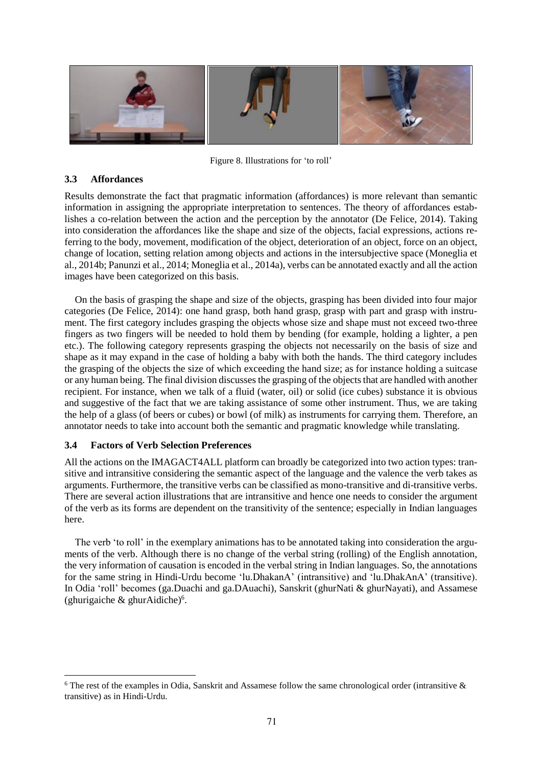Figure 8. Illustrations for 'to roll'

### 3.3 Affordances

Results demonstrate the fact that pragmatic information (affordances) is more relevant than semantic information in assigning the appropriate interpretation to sentences. The theory of affordances establishes a co-relation between the action and the perception by the annotator (De Felice, 2014). Taking into consideration the affordances like the shape and size of the objects, facial expressions, actions referring to the body, movement, modification of the object, deterioration of an object, force on an object, change of location, setting relation among objects and actions in the intersubjective space (Moneglia et al., 2014b; Panunzi et al., 2014; Moneglia et al., 2014a), verbs can be annotated exactly and all the action images have been categorized on this basis.

On the basis of grasping the shape and size of the objects, grasping has been divided into four major categories (De Felice, 2014): one hand grasp, both hand grasp, grasp with part and grasp with instrument. The first category includes grasping the objects whose size and shape must not exceed two-three fingers as two fingers will be needed to hold them by bending (for example, holding a lighter, a pen etc.). The following category represents grasping the objects not necessarily on the basis of size and shape as it may expand in the case of holding a baby with both the hands. The third category includes the grasping of the objects the size of which exceeding the hand size; as for instance holding a suitcase or any human being. The final division discusses the grasping of the objects that are handled with another recipient. For instance, when we talk of a fluid (water, oil) or solid (ice cubes) substance it is obvious and suggestive of the fact that we are taking assistance of some other instrument. Thus, we are taking the help of a glass (of beers or cubes) or bowl (of milk) as instruments for carrying them. Therefore, an annotator needs to take into account both the semantic and pragmatic knowledge while translating.

### 3.4 Factors of Verb Selection Preferences

All the actions on the IMAGACT4ALL platform can broadly be categorized into two action types: transitive and intransitive considering the semantic aspect of the language and the valence the verb takes as arguments. Furthermore, the transitive verbs can be classified as mono-transitive and di-transitive verbs. There are several action illustrations that are intransitive and hence one needs to consider the argument of the verb as its forms are dependent on the transitivity of the sentence; especially in Indian languages here.

The verb 'to roll' in the exemplary animations has to be annotated taking into consideration the arguments of the verb. Although there is no change of the verbal string (rolling) of the English annotation, the very information of causation is encoded in the verbal string in Indian languages. So, the annotations for the same string in Hindi-Urdu become 'lu.DhakanA' (intransitive) and 'lu.DhakAnA' (transitive). In Odia 'roll' becomes (ga.Duachi and ga.DAuachi), Sanskrit (ghurNati & ghurNayati), and Assamese (ghurigaiche & ghurAidiche)[6].

[6] The rest of the examples in Odia, Sanskrit and Assamese follow the same chronological order (intransitive & transitive) as in Hindi-Urdu.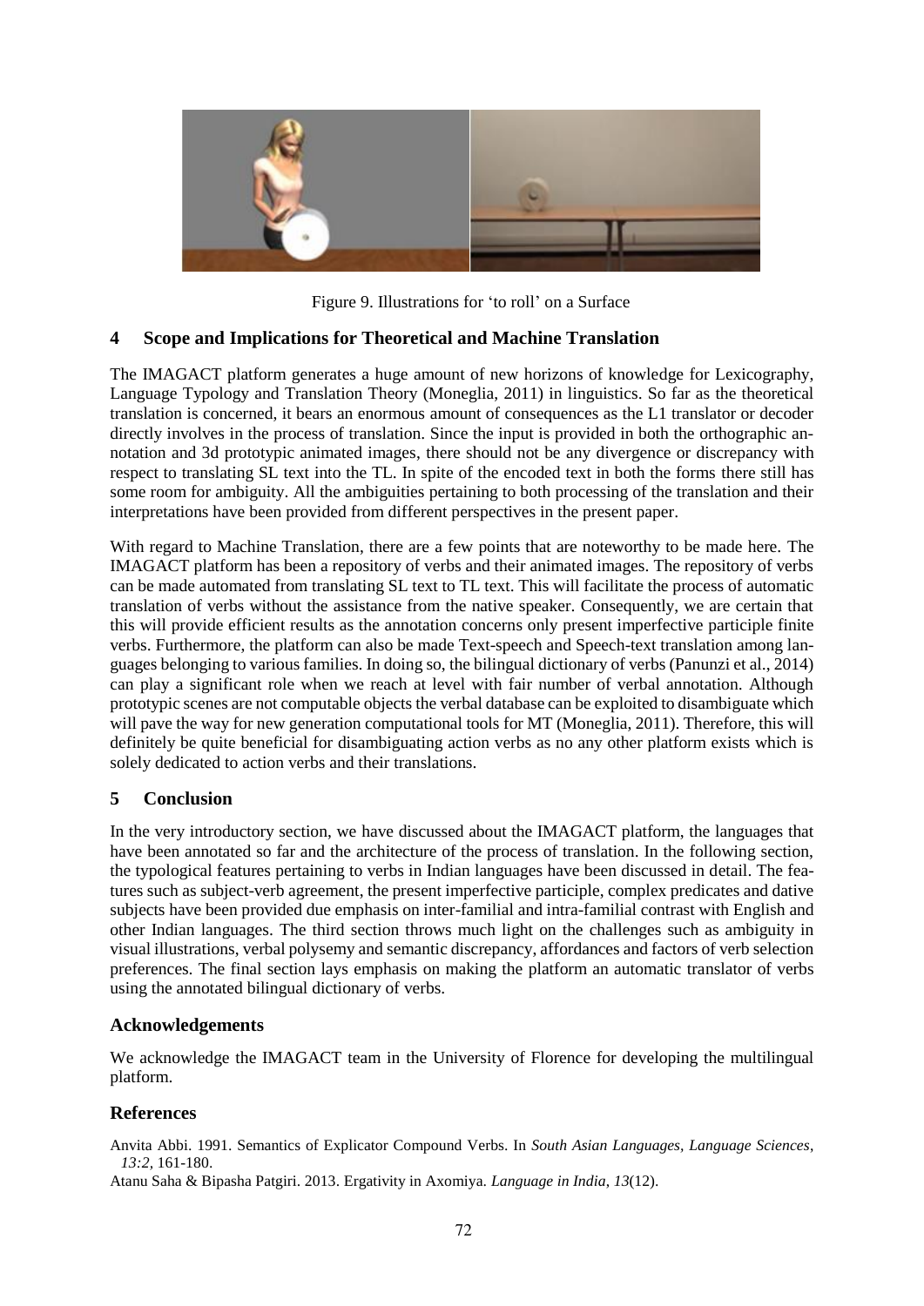Figure 9. Illustrations for 'to roll' on a Surface

## 4 Scope and Implications for Theoretical and Machine Translation

The IMAGACT platform generates a huge amount of new horizons of knowledge for Lexicography, Language Typology and Translation Theory (Moneglia, 2011) in linguistics. So far as the theoretical translation is concerned, it bears an enormous amount of consequences as the L1 translator or decoder directly involves in the process of translation. Since the input is provided in both the orthographic annotation and 3d prototypic animated images, there should not be any divergence or discrepancy with respect to translating SL text into the TL. In spite of the encoded text in both the forms there still has some room for ambiguity. All the ambiguities pertaining to both processing of the translation and their interpretations have been provided from different perspectives in the present paper.

With regard to Machine Translation, there are a few points that are noteworthy to be made here. The IMAGACT platform has been a repository of verbs and their animated images. The repository of verbs can be made automated from translating SL text to TL text. This will facilitate the process of automatic translation of verbs without the assistance from the native speaker. Consequently, we are certain that this will provide efficient results as the annotation concerns only present imperfective participle finite verbs. Furthermore, the platform can also be made Text-speech and Speech-text translation among languages belonging to various families. In doing so, the bilingual dictionary of verbs (Panunzi et al., 2014) can play a significant role when we reach at level with fair number of verbal annotation. Although prototypic scenes are not computable objects the verbal database can be exploited to disambiguate which will pave the way for new generation computational tools for MT (Moneglia, 2011). Therefore, this will definitely be quite beneficial for disambiguating action verbs as no any other platform exists which is solely dedicated to action verbs and their translations.

## 5 Conclusion

In the very introductory section, we have discussed about the IMAGACT platform, the languages that have been annotated so far and the architecture of the process of translation. In the following section, the typological features pertaining to verbs in Indian languages have been discussed in detail. The features such as subject-verb agreement, the present imperfective participle, complex predicates and dative subjects have been provided due emphasis on inter-familial and intra-familial contrast with English and other Indian languages. The third section throws much light on the challenges such as ambiguity in visual illustrations, verbal polysemy and semantic discrepancy, affordances and factors of verb selection preferences. The final section lays emphasis on making the platform an automatic translator of verbs using the annotated bilingual dictionary of verbs.

## Acknowledgements

We acknowledge the IMAGACT team in the University of Florence for developing the multilingual platform.

## References

Anvita Abbi. 1991. Semantics of Explicator Compound Verbs. In *South Asian Languages, Language Sciences, 13:2,* 161-180.

Atanu Saha & Bipasha Patgiri. 2013. Ergativity in Axomiya. *Language in India, 13*(12).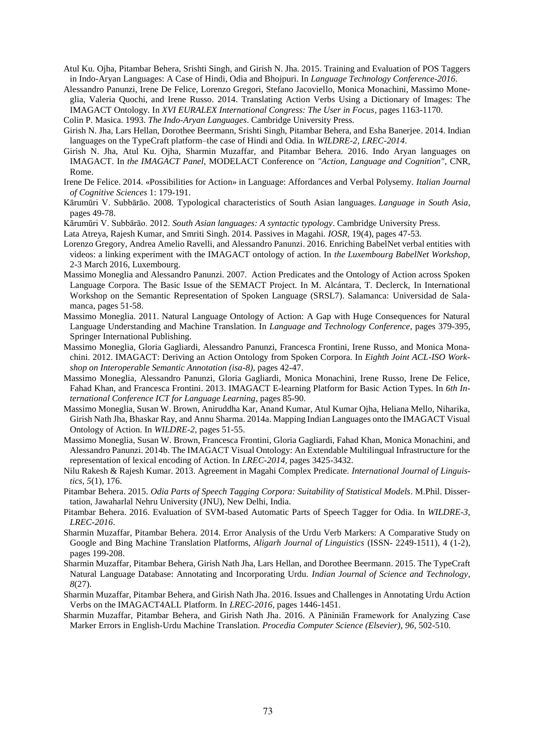Atul Ku. Ojha, Pitambar Behera, Srishti Singh, and Girish N. Jha. 2015. Training and Evaluation of POS Taggers in Indo-Aryan Languages: A Case of Hindi, Odia and Bhojpuri. In *Language Technology Conference-2016*.

Alessandro Panunzi, Irene De Felice, Lorenzo Gregori, Stefano Jacoviello, Monica Monachini, Massimo Moneglia, Valeria Quochi, and Irene Russo. 2014. Translating Action Verbs Using a Dictionary of Images: The IMAGACT Ontology. In *XVI EURALEX International Congress: The User in Focus*, pages 1163-1170.

Colin P. Masica. 1993. *The Indo-Aryan Languages*. Cambridge University Press.

Girish N. Jha, Lars Hellan, Dorothee Beermann, Srishti Singh, Pitambar Behera, and Esha Banerjee. 2014. Indian languages on the TypeCraft platform–the case of Hindi and Odia. In *WILDRE-2, LREC-2014*.

Girish N. Jha, Atul Ku. Ojha, Sharmin Muzaffar, and Pitambar Behera. 2016. Indo Aryan languages on IMAGACT. In *the IMAGACT Panel*, MODELACT Conference on *"Action, Language and Cognition"*, CNR, Rome.

Irene De Felice. 2014. «Possibilities for Action» in Language: Affordances and Verbal Polysemy. *Italian Journal of Cognitive Sciences* 1: 179-191.

Kārumūri V. Subbārāo. 2008. Typological characteristics of South Asian languages. *Language in South Asia*, pages 49-78.

Kārumūri V. Subbārāo. 2012. *South Asian languages: A syntactic typology*. Cambridge University Press.

Lata Atreya, Rajesh Kumar, and Smriti Singh. 2014. Passives in Magahi. *IOSR*, 19(4), pages 47-53.

Lorenzo Gregory, Andrea Amelio Ravelli, and Alessandro Panunzi. 2016. Enriching BabelNet verbal entities with videos: a linking experiment with the IMAGACT ontology of action. In *the Luxembourg BabelNet Workshop,* 2-3 March 2016, Luxembourg.

Massimo Moneglia and Alessandro Panunzi. 2007. Action Predicates and the Ontology of Action across Spoken Language Corpora. The Basic Issue of the SEMACT Project. In M. Alcántara, T. Declerck, In International Workshop on the Semantic Representation of Spoken Language (SRSL7). Salamanca: Universidad de Salamanca, pages 51-58.

Massimo Moneglia. 2011. Natural Language Ontology of Action: A Gap with Huge Consequences for Natural Language Understanding and Machine Translation. In *Language and Technology Conference*, pages 379-395, Springer International Publishing.

Massimo Moneglia, Gloria Gagliardi, Alessandro Panunzi, Francesca Frontini, Irene Russo, and Monica Monachini. 2012. IMAGACT: Deriving an Action Ontology from Spoken Corpora. In *Eighth Joint ACL-ISO Workshop on Interoperable Semantic Annotation (isa-8),* pages 42-47.

Massimo Moneglia, Alessandro Panunzi, Gloria Gagliardi, Monica Monachini, Irene Russo, Irene De Felice, Fahad Khan, and Francesca Frontini. 2013. IMAGACT E-learning Platform for Basic Action Types. In *6th International Conference ICT for Language Learning*, pages 85-90.

Massimo Moneglia, Susan W. Brown, Aniruddha Kar, Anand Kumar, Atul Kumar Ojha, Heliana Mello, Niharika, Girish Nath Jha, Bhaskar Ray, and Annu Sharma. 2014a. Mapping Indian Languages onto the IMAGACT Visual Ontology of Action. In *WILDRE-2,* pages 51-55.

Massimo Moneglia, Susan W. Brown, Francesca Frontini, Gloria Gagliardi, Fahad Khan, Monica Monachini, and Alessandro Panunzi. 2014b. The IMAGACT Visual Ontology: An Extendable Multilingual Infrastructure for the representation of lexical encoding of Action. In *LREC-2014*, pages 3425-3432.

Nilu Rakesh & Rajesh Kumar. 2013. Agreement in Magahi Complex Predicate. *International Journal of Linguistics, 5*(1), 176.

Pitambar Behera. 2015. *Odia Parts of Speech Tagging Corpora: Suitability of Statistical Models*. M.Phil. Dissertation, Jawaharlal Nehru University (JNU), New Delhi, India.

Pitambar Behera. 2016. Evaluation of SVM-based Automatic Parts of Speech Tagger for Odia. In *WILDRE-3, LREC-2016*.

Sharmin Muzaffar, Pitambar Behera. 2014. Error Analysis of the Urdu Verb Markers: A Comparative Study on Google and Bing Machine Translation Platforms, *Aligarh Journal of Linguistics* (ISSN- 2249-1511), 4 (1-2), pages 199-208.

Sharmin Muzaffar, Pitambar Behera, Girish Nath Jha, Lars Hellan, and Dorothee Beermann. 2015. The TypeCraft Natural Language Database: Annotating and Incorporating Urdu. *Indian Journal of Science and Technology*, *8*(27).

Sharmin Muzaffar, Pitambar Behera, and Girish Nath Jha. 2016. Issues and Challenges in Annotating Urdu Action Verbs on the IMAGACT4ALL Platform. In *LREC-2016*, pages 1446-1451.

Sharmin Muzaffar, Pitambar Behera, and Girish Nath Jha. 2016. A Pāniniān Framework for Analyzing Case Marker Errors in English-Urdu Machine Translation. *Procedia Computer Science (Elsevier)*, *96*, 502-510.